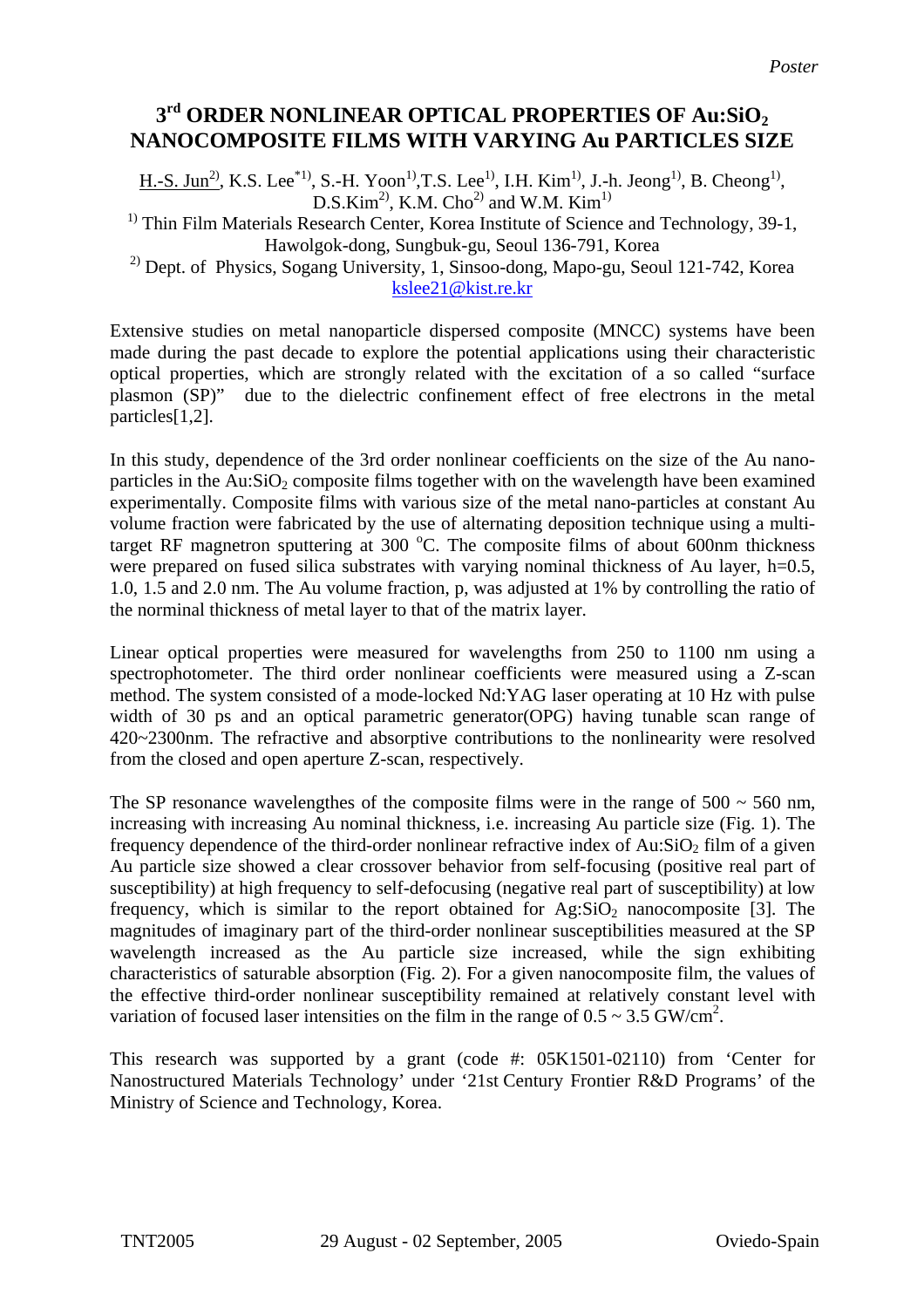Poster

# 3rd ORDER NONLINEAR OPTICAL PROPERTIES OF $Au:SiO_2$ NANOCOMPOSITE FILMS WITH VARYING Au PARTICLES SIZE

H.-S. Jun[2], K.S. Lee[*1], S.-H. Yoon[1], T.S. Lee[1], I.H. Kim[1], J.-h. Jeong[1], B. Cheong[1], D.S.Kim[2], K.M. Cho[2] and W.M. Kim[1]

[1] Thin Film Materials Research Center, Korea Institute of Science and Technology, 39-1, Hawolgok-dong, Sungbuk-gu, Seoul 136-791, Korea

[2] Dept. of Physics, Sogang University, 1, Sinsoo-dong, Mapo-gu, Seoul 121-742, Korea

kslee21@kist.re.kr

Extensive studies on metal nanoparticle dispersed composite (MNCC) systems have been made during the past decade to explore the potential applications using their characteristic optical properties, which are strongly related with the excitation of a so called "surface plasmon (SP)" due to the dielectric confinement effect of free electrons in the metal particles[1,2].

In this study, dependence of the 3rd order nonlinear coefficients on the size of the Au nano-particles in the $Au:SiO_2$ composite films together with on the wavelength have been examined experimentally. Composite films with various size of the metal nano-particles at constant Au volume fraction were fabricated by the use of alternating deposition technique using a multi-target RF magnetron sputtering at 300 $^{o}$C. The composite films of about 600nm thickness were prepared on fused silica substrates with varying nominal thickness of Au layer, h=0.5, 1.0, 1.5 and 2.0 nm. The Au volume fraction, p, was adjusted at 1% by controlling the ratio of the norminal thickness of metal layer to that of the matrix layer.

Linear optical properties were measured for wavelengths from 250 to 1100 nm using a spectrophotometer. The third order nonlinear coefficients were measured using a Z-scan method. The system consisted of a mode-locked Nd:YAG laser operating at 10 Hz with pulse width of 30 ps and an optical parametric generator(OPG) having tunable scan range of 420~2300nm. The refractive and absorptive contributions to the nonlinearity were resolved from the closed and open aperture Z-scan, respectively.

The SP resonance wavelengthes of the composite films were in the range of 500 ~ 560 nm, increasing with increasing Au nominal thickness, i.e. increasing Au particle size (Fig. 1). The frequency dependence of the third-order nonlinear refractive index of $Au:SiO_2$ film of a given Au particle size showed a clear crossover behavior from self-focusing (positive real part of susceptibility) at high frequency to self-defocusing (negative real part of susceptibility) at low frequency, which is similar to the report obtained for $Ag:SiO_2$ nanocomposite [3]. The magnitudes of imaginary part of the third-order nonlinear susceptibilities measured at the SP wavelength increased as the Au particle size increased, while the sign exhibiting characteristics of saturable absorption (Fig. 2). For a given nanocomposite film, the values of the effective third-order nonlinear susceptibility remained at relatively constant level with variation of focused laser intensities on the film in the range of 0.5 ~ 3.5 GW/cm$^2$.

This research was supported by a grant (code #: 05K1501-02110) from 'Center for Nanostructured Materials Technology' under '21st Century Frontier R&D Programs' of the Ministry of Science and Technology, Korea.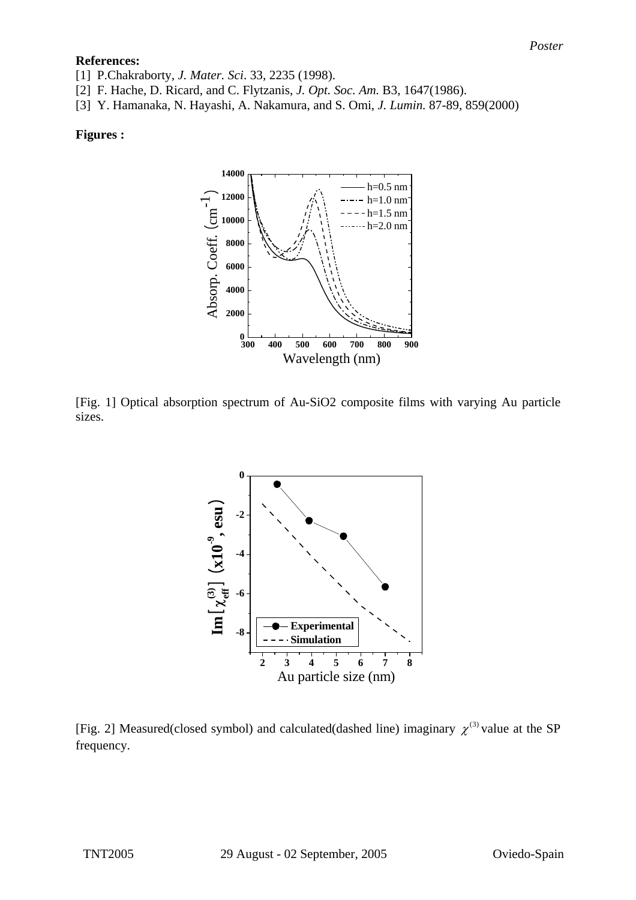**References:**

[1] P.Chakraborty, *J. Mater. Sci*. 33, 2235 (1998).
[2] F. Hache, D. Ricard, and C. Flytzanis, *J. Opt. Soc. Am.* B3, 1647(1986).
[3] Y. Hamanaka, N. Hayashi, A. Nakamura, and S. Omi, *J. Lumin.* 87-89, 859(2000)

**Figures :**

14000
12000
10000
8000
6000
4000
2000
0
Absorp. Coeff. ($cm^{-1}$)
300 400 500 600 700 800 900
Wavelength (nm)
h=0.5 nm
h=1.0 nm
h=1.5 nm
h=2.0 nm

[Fig. 1] Optical absorption spectrum of Au-SiO2 composite films with varying Au particle sizes.

0
-2
-4
-6
-8
Im [$\chi^{(3)}_{eff}$] ($x10^{-9}$, esu)
2 3 4 5 6 7 8
Au particle size (nm)
Experimental
Simulation

[Fig. 2] Measured(closed symbol) and calculated(dashed line) imaginary $\chi^{(3)}$ value at the SP frequency.